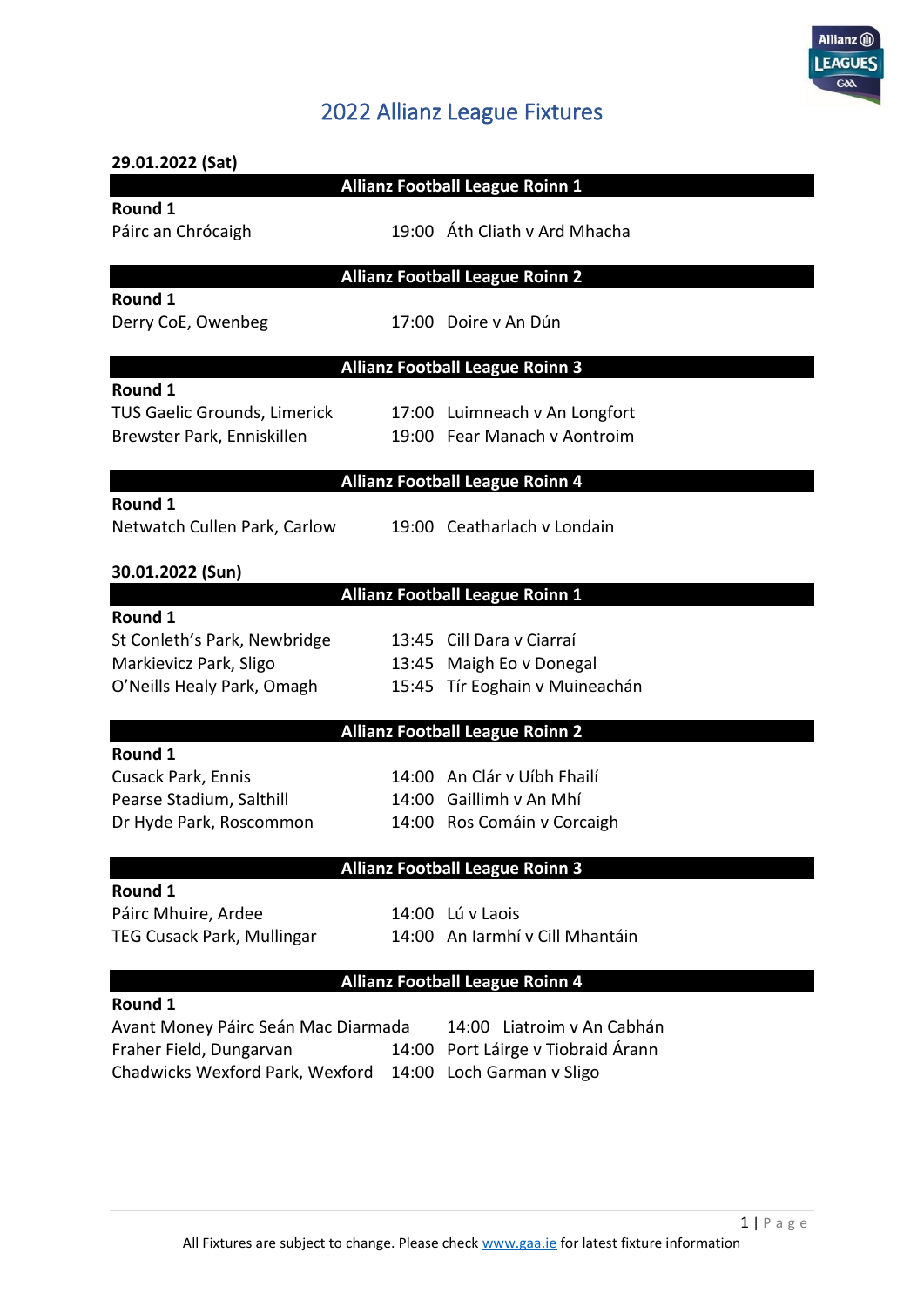# 2022 Allianz League Fixtures

**29.01.2022 (Sat)**

### Allianz Football League Roinn 1

**Round 1**

| Venue | Time | Fixture |
|---|---|---|
| Páirc an Chrócaigh | 19:00 | Áth Cliath v Ard Mhacha |

### Allianz Football League Roinn 2

**Round 1**

| Venue | Time | Fixture |
|---|---|---|
| Derry CoE, Owenbeg | 17:00 | Doire v An Dún |

### Allianz Football League Roinn 3

**Round 1**

| Venue | Time | Fixture |
|---|---|---|
| TUS Gaelic Grounds, Limerick | 17:00 | Luimneach v An Longfort |
| Brewster Park, Enniskillen | 19:00 | Fear Manach v Aontroim |

### Allianz Football League Roinn 4

**Round 1**

| Venue | Time | Fixture |
|---|---|---|
| Netwatch Cullen Park, Carlow | 19:00 | Ceatharlach v Londain |

**30.01.2022 (Sun)**

### Allianz Football League Roinn 1

**Round 1**

| Venue | Time | Fixture |
|---|---|---|
| St Conleth's Park, Newbridge | 13:45 | Cill Dara v Ciarraí |
| Markievicz Park, Sligo | 13:45 | Maigh Eo v Donegal |
| O'Neills Healy Park, Omagh | 15:45 | Tír Eoghain v Muineachán |

### Allianz Football League Roinn 2

**Round 1**

| Venue | Time | Fixture |
|---|---|---|
| Cusack Park, Ennis | 14:00 | An Clár v Uíbh Fhailí |
| Pearse Stadium, Salthill | 14:00 | Gaillimh v An Mhí |
| Dr Hyde Park, Roscommon | 14:00 | Ros Comáin v Corcaigh |

### Allianz Football League Roinn 3

**Round 1**

| Venue | Time | Fixture |
|---|---|---|
| Páirc Mhuire, Ardee | 14:00 | Lú v Laois |
| TEG Cusack Park, Mullingar | 14:00 | An Iarmhí v Cill Mhantáin |

### Allianz Football League Roinn 4

**Round 1**

| Venue | Time | Fixture |
|---|---|---|
| Avant Money Páirc Seán Mac Diarmada | 14:00 | Liatroim v An Cabhán |
| Fraher Field, Dungarvan | 14:00 | Port Láirge v Tiobraid Árann |
| Chadwicks Wexford Park, Wexford | 14:00 | Loch Garman v Sligo |

All Fixtures are subject to change. Please check www.gaa.ie for latest fixture information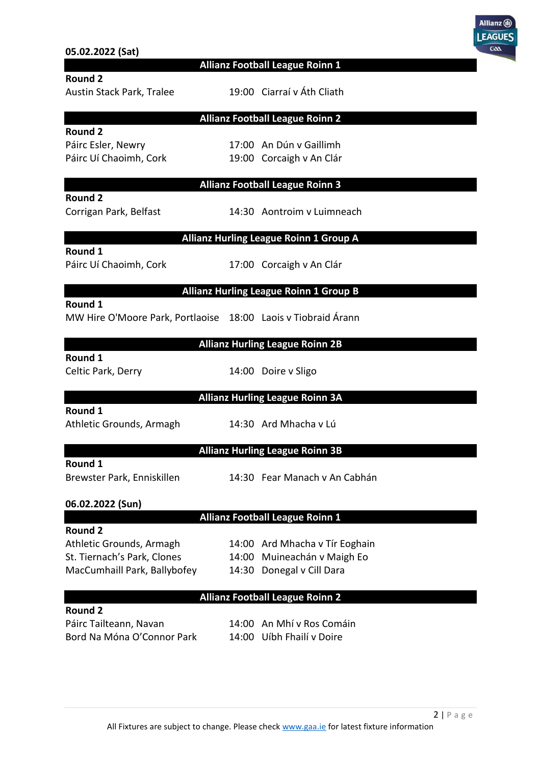**05.02.2022 (Sat)**

## Allianz Football League Roinn 1

**Round 2**

| Venue | Time | Fixture |
|---|---|---|
| Austin Stack Park, Tralee | 19:00 | Ciarraí v Áth Cliath |

## Allianz Football League Roinn 2

**Round 2**

| Venue | Time | Fixture |
|---|---|---|
| Páirc Esler, Newry | 17:00 | An Dún v Gaillimh |
| Páirc Uí Chaoimh, Cork | 19:00 | Corcaigh v An Clár |

## Allianz Football League Roinn 3

**Round 2**

| Venue | Time | Fixture |
|---|---|---|
| Corrigan Park, Belfast | 14:30 | Aontroim v Luimneach |

## Allianz Hurling League Roinn 1 Group A

**Round 1**

| Venue | Time | Fixture |
|---|---|---|
| Páirc Uí Chaoimh, Cork | 17:00 | Corcaigh v An Clár |

## Allianz Hurling League Roinn 1 Group B

**Round 1**

| Venue | Time | Fixture |
|---|---|---|
| MW Hire O'Moore Park, Portlaoise | 18:00 | Laois v Tiobraid Árann |

## Allianz Hurling League Roinn 2B

**Round 1**

| Venue | Time | Fixture |
|---|---|---|
| Celtic Park, Derry | 14:00 | Doire v Sligo |

## Allianz Hurling League Roinn 3A

**Round 1**

| Venue | Time | Fixture |
|---|---|---|
| Athletic Grounds, Armagh | 14:30 | Ard Mhacha v Lú |

## Allianz Hurling League Roinn 3B

**Round 1**

| Venue | Time | Fixture |
|---|---|---|
| Brewster Park, Enniskillen | 14:30 | Fear Manach v An Cabhán |

**06.02.2022 (Sun)**

## Allianz Football League Roinn 1

**Round 2**

| Venue | Time | Fixture |
|---|---|---|
| Athletic Grounds, Armagh | 14:00 | Ard Mhacha v Tír Eoghain |
| St. Tiernach's Park, Clones | 14:00 | Muineachán v Maigh Eo |
| MacCumhaill Park, Ballybofey | 14:30 | Donegal v Cill Dara |

## Allianz Football League Roinn 2

**Round 2**

| Venue | Time | Fixture |
|---|---|---|
| Páirc Tailteann, Navan | 14:00 | An Mhí v Ros Comáin |
| Bord Na Móna O'Connor Park | 14:00 | Uíbh Fhailí v Doire |

All Fixtures are subject to change. Please check www.gaa.ie for latest fixture information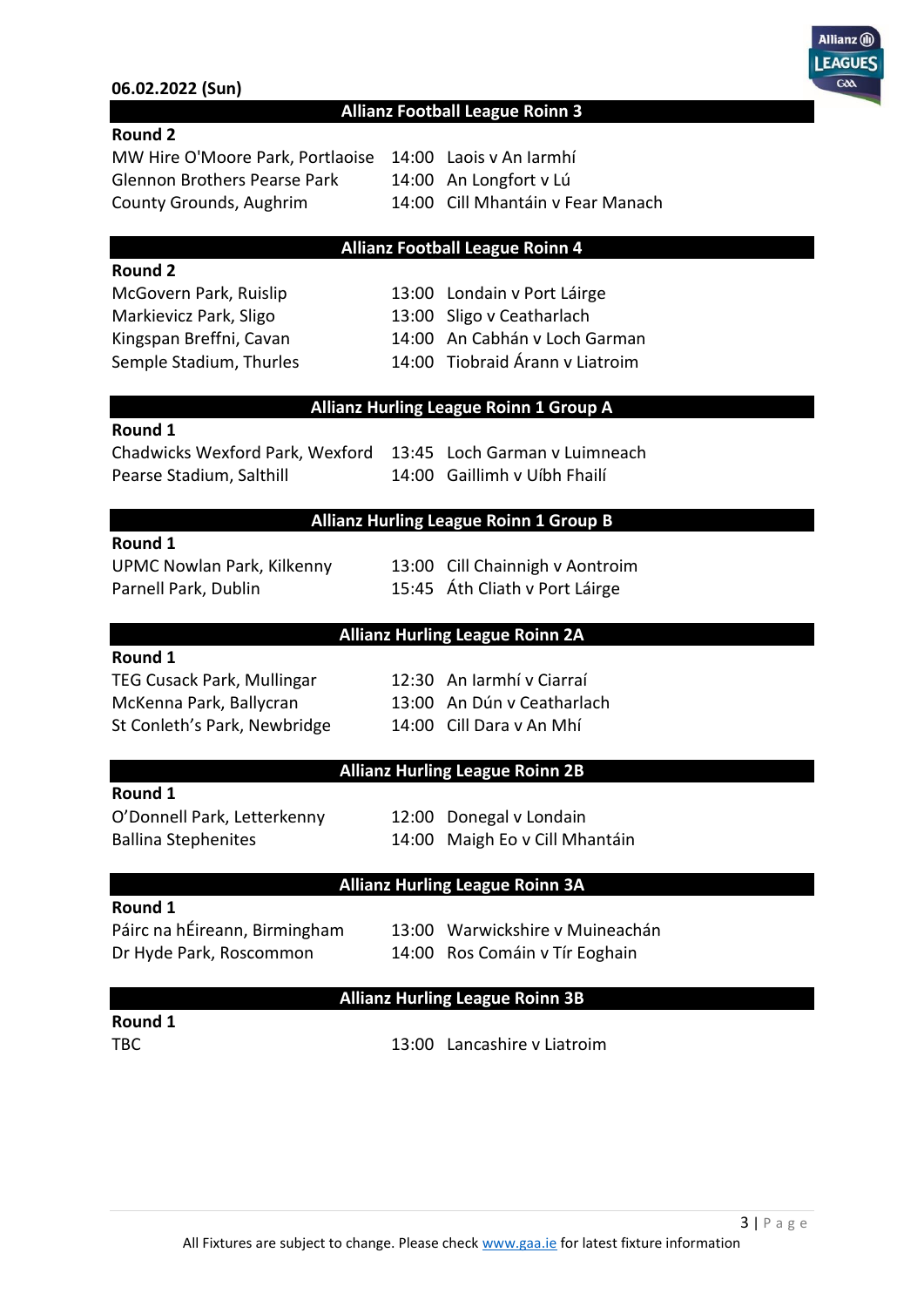**06.02.2022 (Sun)**

## Allianz Football League Roinn 3

**Round 2**

| Venue | Time | Fixture |
|---|---|---|
| MW Hire O'Moore Park, Portlaoise | 14:00 | Laois v An Iarmhí |
| Glennon Brothers Pearse Park | 14:00 | An Longfort v Lú |
| County Grounds, Aughrim | 14:00 | Cill Mhantáin v Fear Manach |

## Allianz Football League Roinn 4

**Round 2**

| Venue | Time | Fixture |
|---|---|---|
| McGovern Park, Ruislip | 13:00 | Londain v Port Láirge |
| Markievicz Park, Sligo | 13:00 | Sligo v Ceatharlach |
| Kingspan Breffni, Cavan | 14:00 | An Cabhán v Loch Garman |
| Semple Stadium, Thurles | 14:00 | Tiobraid Árann v Liatroim |

## Allianz Hurling League Roinn 1 Group A

**Round 1**

| Venue | Time | Fixture |
|---|---|---|
| Chadwicks Wexford Park, Wexford | 13:45 | Loch Garman v Luimneach |
| Pearse Stadium, Salthill | 14:00 | Gaillimh v Uíbh Fhailí |

## Allianz Hurling League Roinn 1 Group B

**Round 1**

| Venue | Time | Fixture |
|---|---|---|
| UPMC Nowlan Park, Kilkenny | 13:00 | Cill Chainnigh v Aontroim |
| Parnell Park, Dublin | 15:45 | Áth Cliath v Port Láirge |

## Allianz Hurling League Roinn 2A

**Round 1**

| Venue | Time | Fixture |
|---|---|---|
| TEG Cusack Park, Mullingar | 12:30 | An Iarmhí v Ciarraí |
| McKenna Park, Ballycran | 13:00 | An Dún v Ceatharlach |
| St Conleth's Park, Newbridge | 14:00 | Cill Dara v An Mhí |

## Allianz Hurling League Roinn 2B

**Round 1**

| Venue | Time | Fixture |
|---|---|---|
| O'Donnell Park, Letterkenny | 12:00 | Donegal v Londain |
| Ballina Stephenites | 14:00 | Maigh Eo v Cill Mhantáin |

## Allianz Hurling League Roinn 3A

**Round 1**

| Venue | Time | Fixture |
|---|---|---|
| Páirc na hÉireann, Birmingham | 13:00 | Warwickshire v Muineachán |
| Dr Hyde Park, Roscommon | 14:00 | Ros Comáin v Tír Eoghain |

## Allianz Hurling League Roinn 3B

**Round 1**

| Venue | Time | Fixture |
|---|---|---|
| TBC | 13:00 | Lancashire v Liatroim |

All Fixtures are subject to change. Please check www.gaa.ie for latest fixture information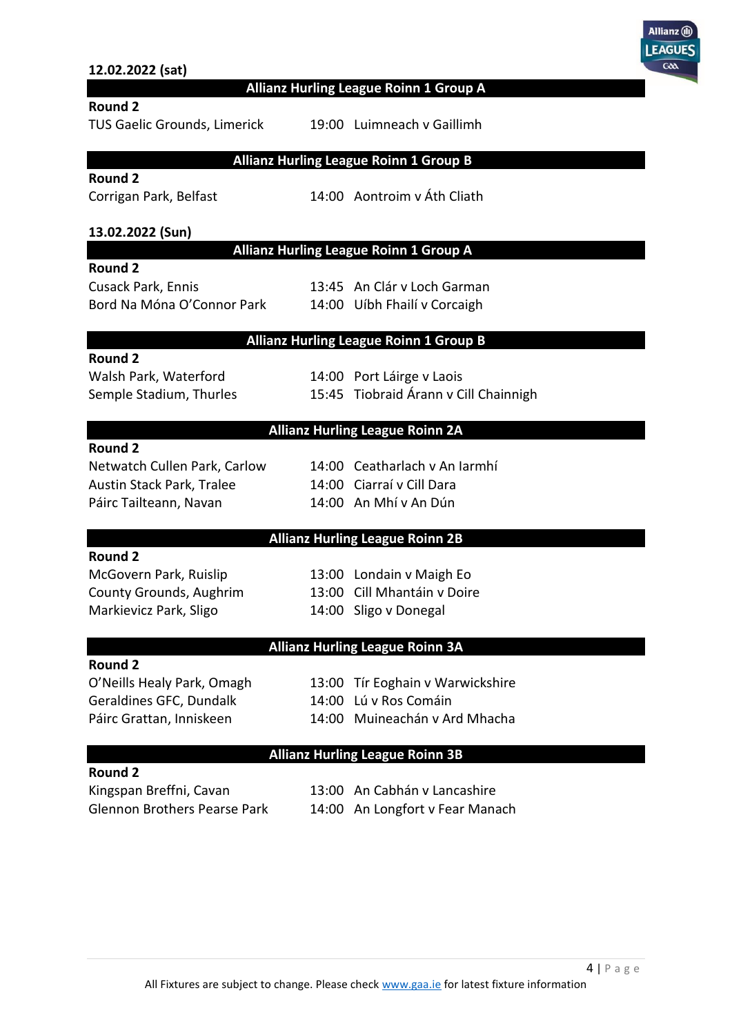**12.02.2022 (sat)**

## Allianz Hurling League Roinn 1 Group A

**Round 2**

| Venue | Time | Fixture |
| --- | --- | --- |
| TUS Gaelic Grounds, Limerick | 19:00 | Luimneach v Gaillimh |

## Allianz Hurling League Roinn 1 Group B

**Round 2**

| Venue | Time | Fixture |
| --- | --- | --- |
| Corrigan Park, Belfast | 14:00 | Aontroim v Áth Cliath |

**13.02.2022 (Sun)**

## Allianz Hurling League Roinn 1 Group A

**Round 2**

| Venue | Time | Fixture |
| --- | --- | --- |
| Cusack Park, Ennis | 13:45 | An Clár v Loch Garman |
| Bord Na Móna O'Connor Park | 14:00 | Uíbh Fhailí v Corcaigh |

## Allianz Hurling League Roinn 1 Group B

**Round 2**

| Venue | Time | Fixture |
| --- | --- | --- |
| Walsh Park, Waterford | 14:00 | Port Láirge v Laois |
| Semple Stadium, Thurles | 15:45 | Tiobraid Árann v Cill Chainnigh |

## Allianz Hurling League Roinn 2A

**Round 2**

| Venue | Time | Fixture |
| --- | --- | --- |
| Netwatch Cullen Park, Carlow | 14:00 | Ceatharlach v An Iarmhí |
| Austin Stack Park, Tralee | 14:00 | Ciarraí v Cill Dara |
| Páirc Tailteann, Navan | 14:00 | An Mhí v An Dún |

## Allianz Hurling League Roinn 2B

**Round 2**

| Venue | Time | Fixture |
| --- | --- | --- |
| McGovern Park, Ruislip | 13:00 | Londain v Maigh Eo |
| County Grounds, Aughrim | 13:00 | Cill Mhantáin v Doire |
| Markievicz Park, Sligo | 14:00 | Sligo v Donegal |

## Allianz Hurling League Roinn 3A

**Round 2**

| Venue | Time | Fixture |
| --- | --- | --- |
| O'Neills Healy Park, Omagh | 13:00 | Tír Eoghain v Warwickshire |
| Geraldines GFC, Dundalk | 14:00 | Lú v Ros Comáin |
| Páirc Grattan, Inniskeen | 14:00 | Muineachán v Ard Mhacha |

## Allianz Hurling League Roinn 3B

**Round 2**

| Venue | Time | Fixture |
| --- | --- | --- |
| Kingspan Breffni, Cavan | 13:00 | An Cabhán v Lancashire |
| Glennon Brothers Pearse Park | 14:00 | An Longfort v Fear Manach |

All Fixtures are subject to change. Please check www.gaa.ie for latest fixture information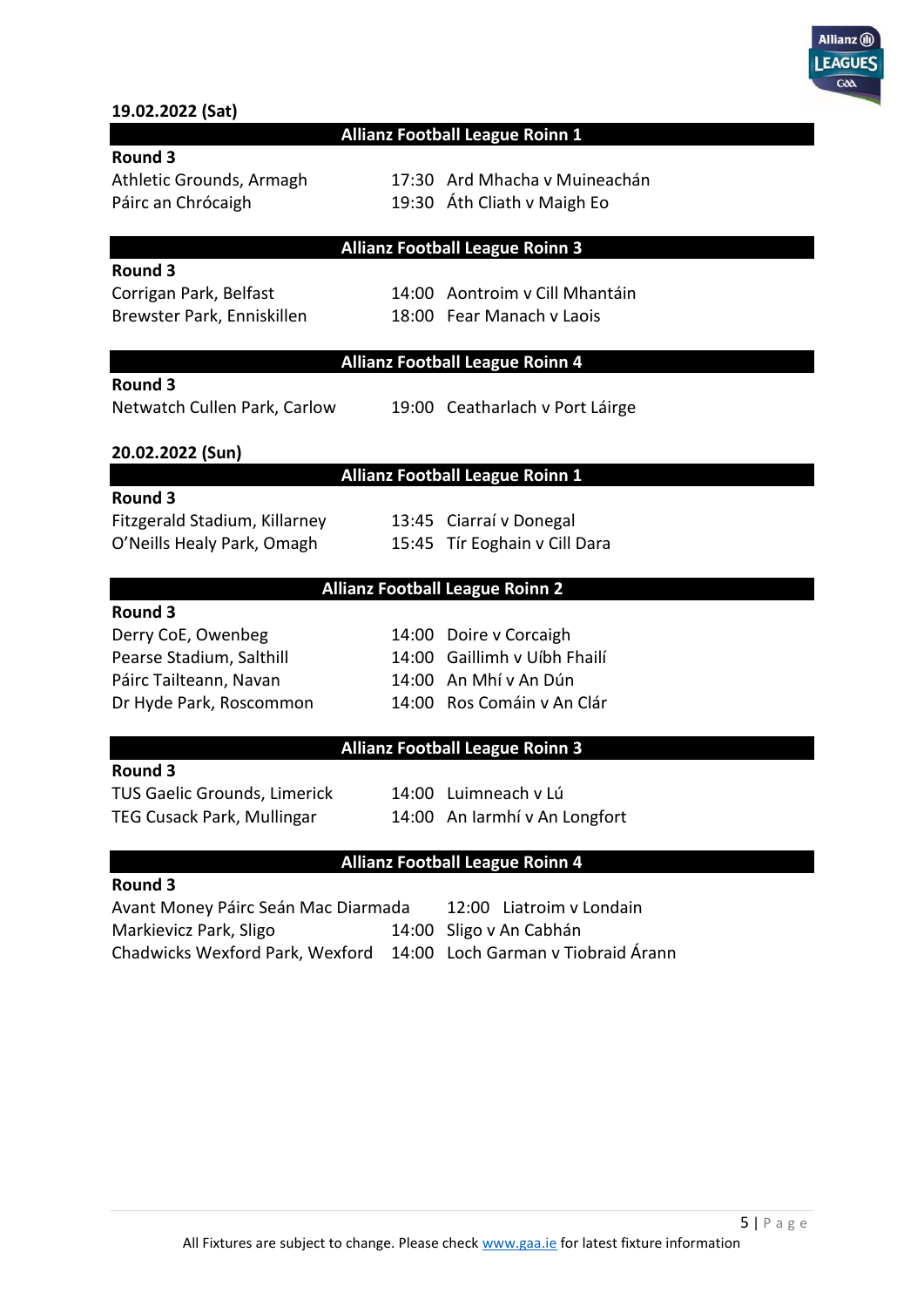**19.02.2022 (Sat)**

### Allianz Football League Roinn 1

**Round 3**

| Venue | Time | Fixture |
|---|---|---|
| Athletic Grounds, Armagh | 17:30 | Ard Mhacha v Muineachán |
| Páirc an Chrócaigh | 19:30 | Áth Cliath v Maigh Eo |

### Allianz Football League Roinn 3

**Round 3**

| Venue | Time | Fixture |
|---|---|---|
| Corrigan Park, Belfast | 14:00 | Aontroim v Cill Mhantáin |
| Brewster Park, Enniskillen | 18:00 | Fear Manach v Laois |

### Allianz Football League Roinn 4

**Round 3**

| Venue | Time | Fixture |
|---|---|---|
| Netwatch Cullen Park, Carlow | 19:00 | Ceatharlach v Port Láirge |

**20.02.2022 (Sun)**

### Allianz Football League Roinn 1

**Round 3**

| Venue | Time | Fixture |
|---|---|---|
| Fitzgerald Stadium, Killarney | 13:45 | Ciarraí v Donegal |
| O'Neills Healy Park, Omagh | 15:45 | Tír Eoghain v Cill Dara |

### Allianz Football League Roinn 2

**Round 3**

| Venue | Time | Fixture |
|---|---|---|
| Derry CoE, Owenbeg | 14:00 | Doire v Corcaigh |
| Pearse Stadium, Salthill | 14:00 | Gaillimh v Uíbh Fhailí |
| Páirc Tailteann, Navan | 14:00 | An Mhí v An Dún |
| Dr Hyde Park, Roscommon | 14:00 | Ros Comáin v An Clár |

### Allianz Football League Roinn 3

**Round 3**

| Venue | Time | Fixture |
|---|---|---|
| TUS Gaelic Grounds, Limerick | 14:00 | Luimneach v Lú |
| TEG Cusack Park, Mullingar | 14:00 | An Iarmhí v An Longfort |

### Allianz Football League Roinn 4

**Round 3**

| Venue | Time | Fixture |
|---|---|---|
| Avant Money Páirc Seán Mac Diarmada | 12:00 | Liatroim v Londain |
| Markievicz Park, Sligo | 14:00 | Sligo v An Cabhán |
| Chadwicks Wexford Park, Wexford | 14:00 | Loch Garman v Tiobraid Árann |

All Fixtures are subject to change. Please check www.gaa.ie for latest fixture information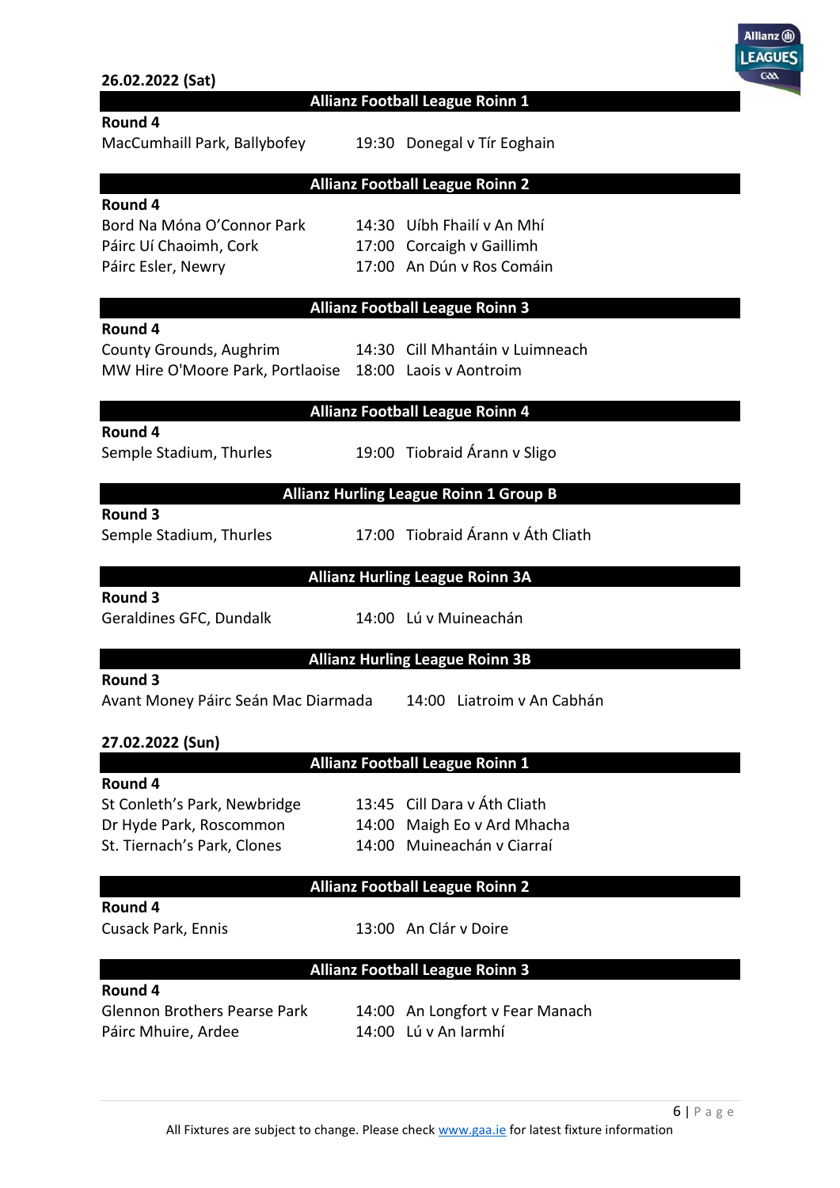**26.02.2022 (Sat)**

### Allianz Football League Roinn 1

**Round 4**

| Venue | Time | Fixture |
|---|---|---|
| MacCumhaill Park, Ballybofey | 19:30 | Donegal v Tír Eoghain |

### Allianz Football League Roinn 2

**Round 4**

| Venue | Time | Fixture |
|---|---|---|
| Bord Na Móna O'Connor Park | 14:30 | Uíbh Fhailí v An Mhí |
| Páirc Uí Chaoimh, Cork | 17:00 | Corcaigh v Gaillimh |
| Páirc Esler, Newry | 17:00 | An Dún v Ros Comáin |

### Allianz Football League Roinn 3

**Round 4**

| Venue | Time | Fixture |
|---|---|---|
| County Grounds, Aughrim | 14:30 | Cill Mhantáin v Luimneach |
| MW Hire O'Moore Park, Portlaoise | 18:00 | Laois v Aontroim |

### Allianz Football League Roinn 4

**Round 4**

| Venue | Time | Fixture |
|---|---|---|
| Semple Stadium, Thurles | 19:00 | Tiobraid Árann v Sligo |

### Allianz Hurling League Roinn 1 Group B

**Round 3**

| Venue | Time | Fixture |
|---|---|---|
| Semple Stadium, Thurles | 17:00 | Tiobraid Árann v Áth Cliath |

### Allianz Hurling League Roinn 3A

**Round 3**

| Venue | Time | Fixture |
|---|---|---|
| Geraldines GFC, Dundalk | 14:00 | Lú v Muineachán |

### Allianz Hurling League Roinn 3B

**Round 3**

| Venue | Time | Fixture |
|---|---|---|
| Avant Money Páirc Seán Mac Diarmada | 14:00 | Liatroim v An Cabhán |

**27.02.2022 (Sun)**

### Allianz Football League Roinn 1

**Round 4**

| Venue | Time | Fixture |
|---|---|---|
| St Conleth's Park, Newbridge | 13:45 | Cill Dara v Áth Cliath |
| Dr Hyde Park, Roscommon | 14:00 | Maigh Eo v Ard Mhacha |
| St. Tiernach's Park, Clones | 14:00 | Muineachán v Ciarraí |

### Allianz Football League Roinn 2

**Round 4**

| Venue | Time | Fixture |
|---|---|---|
| Cusack Park, Ennis | 13:00 | An Clár v Doire |

### Allianz Football League Roinn 3

**Round 4**

| Venue | Time | Fixture |
|---|---|---|
| Glennon Brothers Pearse Park | 14:00 | An Longfort v Fear Manach |
| Páirc Mhuire, Ardee | 14:00 | Lú v An Iarmhí |

All Fixtures are subject to change. Please check www.gaa.ie for latest fixture information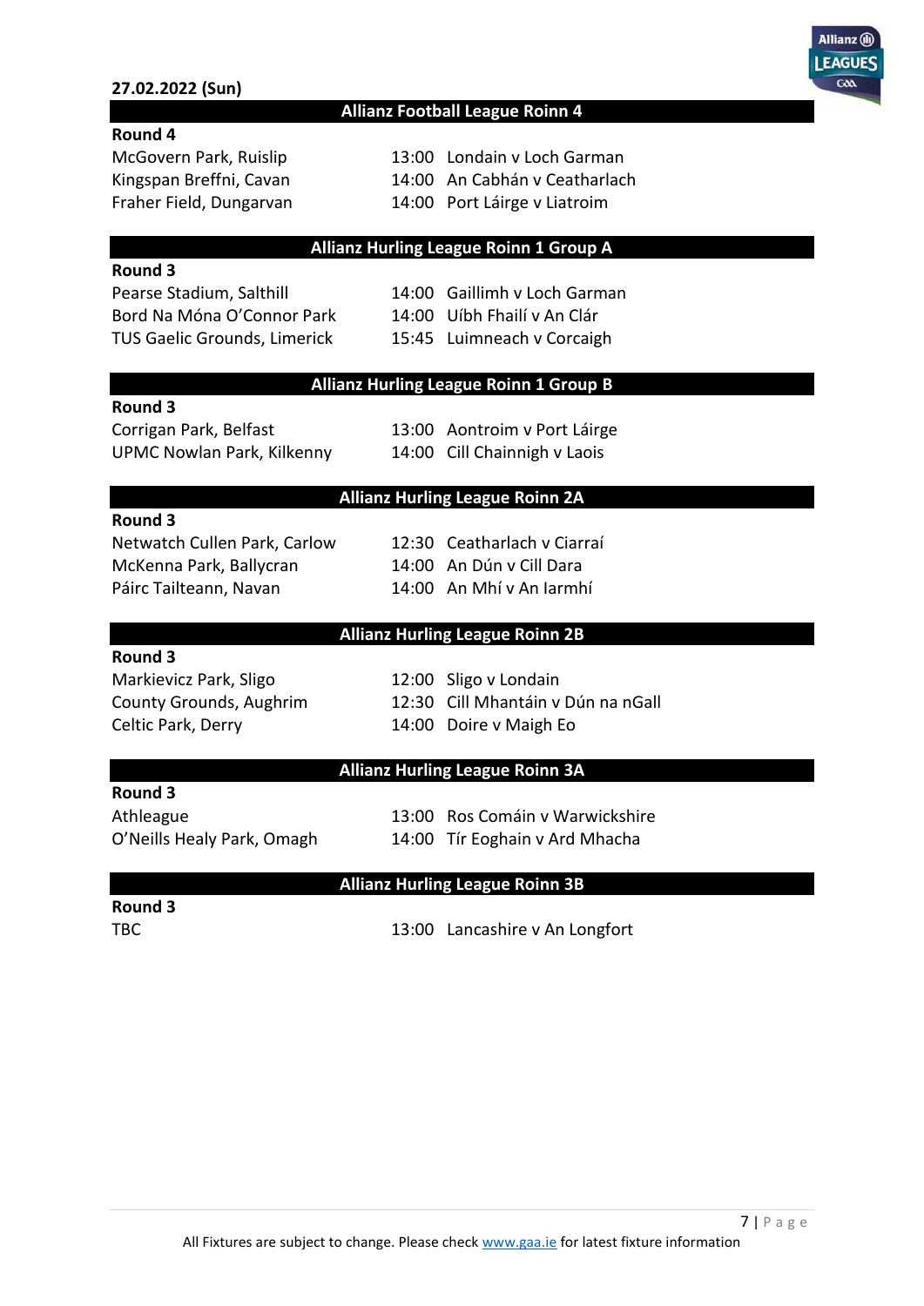**27.02.2022 (Sun)**

## Allianz Football League Roinn 4

**Round 4**

| Venue | Time | Fixture |
|---|---|---|
| McGovern Park, Ruislip | 13:00 | Londain v Loch Garman |
| Kingspan Breffni, Cavan | 14:00 | An Cabhán v Ceatharlach |
| Fraher Field, Dungarvan | 14:00 | Port Láirge v Liatroim |

## Allianz Hurling League Roinn 1 Group A

**Round 3**

| Venue | Time | Fixture |
|---|---|---|
| Pearse Stadium, Salthill | 14:00 | Gaillimh v Loch Garman |
| Bord Na Móna O'Connor Park | 14:00 | Uíbh Fhailí v An Clár |
| TUS Gaelic Grounds, Limerick | 15:45 | Luimneach v Corcaigh |

## Allianz Hurling League Roinn 1 Group B

**Round 3**

| Venue | Time | Fixture |
|---|---|---|
| Corrigan Park, Belfast | 13:00 | Aontroim v Port Láirge |
| UPMC Nowlan Park, Kilkenny | 14:00 | Cill Chainnigh v Laois |

## Allianz Hurling League Roinn 2A

**Round 3**

| Venue | Time | Fixture |
|---|---|---|
| Netwatch Cullen Park, Carlow | 12:30 | Ceatharlach v Ciarraí |
| McKenna Park, Ballycran | 14:00 | An Dún v Cill Dara |
| Páirc Tailteann, Navan | 14:00 | An Mhí v An Iarmhí |

## Allianz Hurling League Roinn 2B

**Round 3**

| Venue | Time | Fixture |
|---|---|---|
| Markievicz Park, Sligo | 12:00 | Sligo v Londain |
| County Grounds, Aughrim | 12:30 | Cill Mhantáin v Dún na nGall |
| Celtic Park, Derry | 14:00 | Doire v Maigh Eo |

## Allianz Hurling League Roinn 3A

**Round 3**

| Venue | Time | Fixture |
|---|---|---|
| Athleague | 13:00 | Ros Comáin v Warwickshire |
| O'Neills Healy Park, Omagh | 14:00 | Tír Eoghain v Ard Mhacha |

## Allianz Hurling League Roinn 3B

**Round 3**

| Venue | Time | Fixture |
|---|---|---|
| TBC | 13:00 | Lancashire v An Longfort |

All Fixtures are subject to change. Please check [www.gaa.ie](www.gaa.ie) for latest fixture information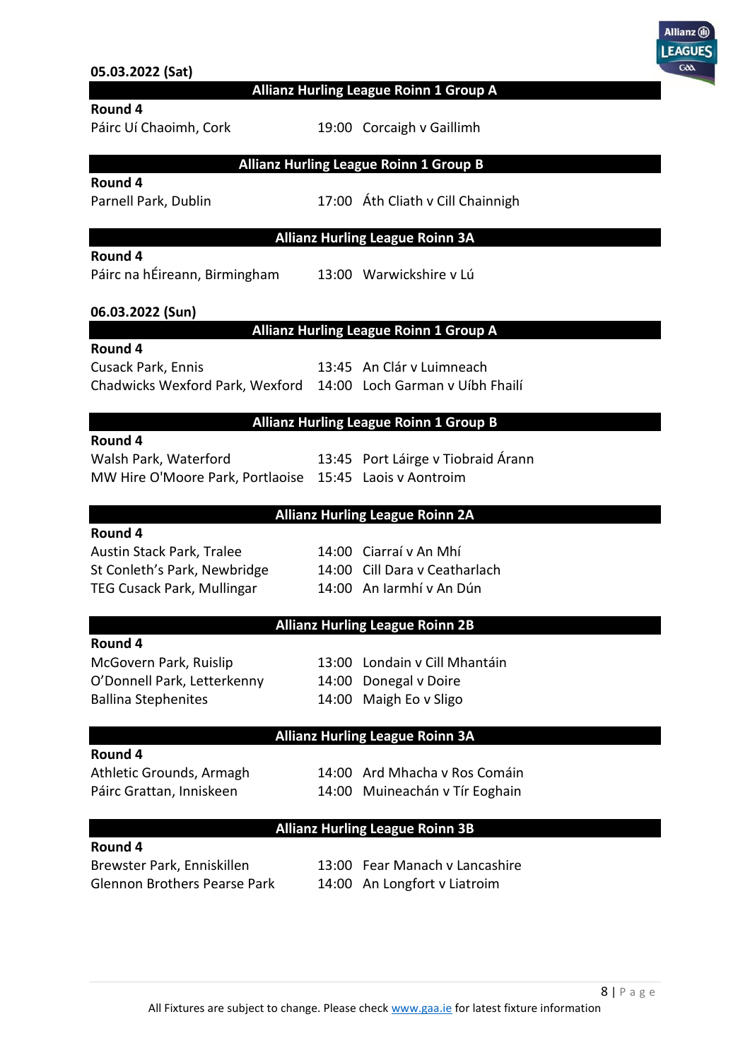**05.03.2022 (Sat)**

## Allianz Hurling League Roinn 1 Group A

**Round 4**

| Venue | Time | Fixture |
|---|---|---|
| Páirc Uí Chaoimh, Cork | 19:00 | Corcaigh v Gaillimh |

## Allianz Hurling League Roinn 1 Group B

**Round 4**

| Venue | Time | Fixture |
|---|---|---|
| Parnell Park, Dublin | 17:00 | Áth Cliath v Cill Chainnigh |

## Allianz Hurling League Roinn 3A

**Round 4**

| Venue | Time | Fixture |
|---|---|---|
| Páirc na hÉireann, Birmingham | 13:00 | Warwickshire v Lú |

**06.03.2022 (Sun)**

## Allianz Hurling League Roinn 1 Group A

**Round 4**

| Venue | Time | Fixture |
|---|---|---|
| Cusack Park, Ennis | 13:45 | An Clár v Luimneach |
| Chadwicks Wexford Park, Wexford | 14:00 | Loch Garman v Uíbh Fhailí |

## Allianz Hurling League Roinn 1 Group B

**Round 4**

| Venue | Time | Fixture |
|---|---|---|
| Walsh Park, Waterford | 13:45 | Port Láirge v Tiobraid Árann |
| MW Hire O'Moore Park, Portlaoise | 15:45 | Laois v Aontroim |

## Allianz Hurling League Roinn 2A

**Round 4**

| Venue | Time | Fixture |
|---|---|---|
| Austin Stack Park, Tralee | 14:00 | Ciarraí v An Mhí |
| St Conleth's Park, Newbridge | 14:00 | Cill Dara v Ceatharlach |
| TEG Cusack Park, Mullingar | 14:00 | An Iarmhí v An Dún |

## Allianz Hurling League Roinn 2B

**Round 4**

| Venue | Time | Fixture |
|---|---|---|
| McGovern Park, Ruislip | 13:00 | Londain v Cill Mhantáin |
| O'Donnell Park, Letterkenny | 14:00 | Donegal v Doire |
| Ballina Stephenites | 14:00 | Maigh Eo v Sligo |

## Allianz Hurling League Roinn 3A

**Round 4**

| Venue | Time | Fixture |
|---|---|---|
| Athletic Grounds, Armagh | 14:00 | Ard Mhacha v Ros Comáin |
| Páirc Grattan, Inniskeen | 14:00 | Muineachán v Tír Eoghain |

## Allianz Hurling League Roinn 3B

**Round 4**

| Venue | Time | Fixture |
|---|---|---|
| Brewster Park, Enniskillen | 13:00 | Fear Manach v Lancashire |
| Glennon Brothers Pearse Park | 14:00 | An Longfort v Liatroim |

All Fixtures are subject to change. Please check www.gaa.ie for latest fixture information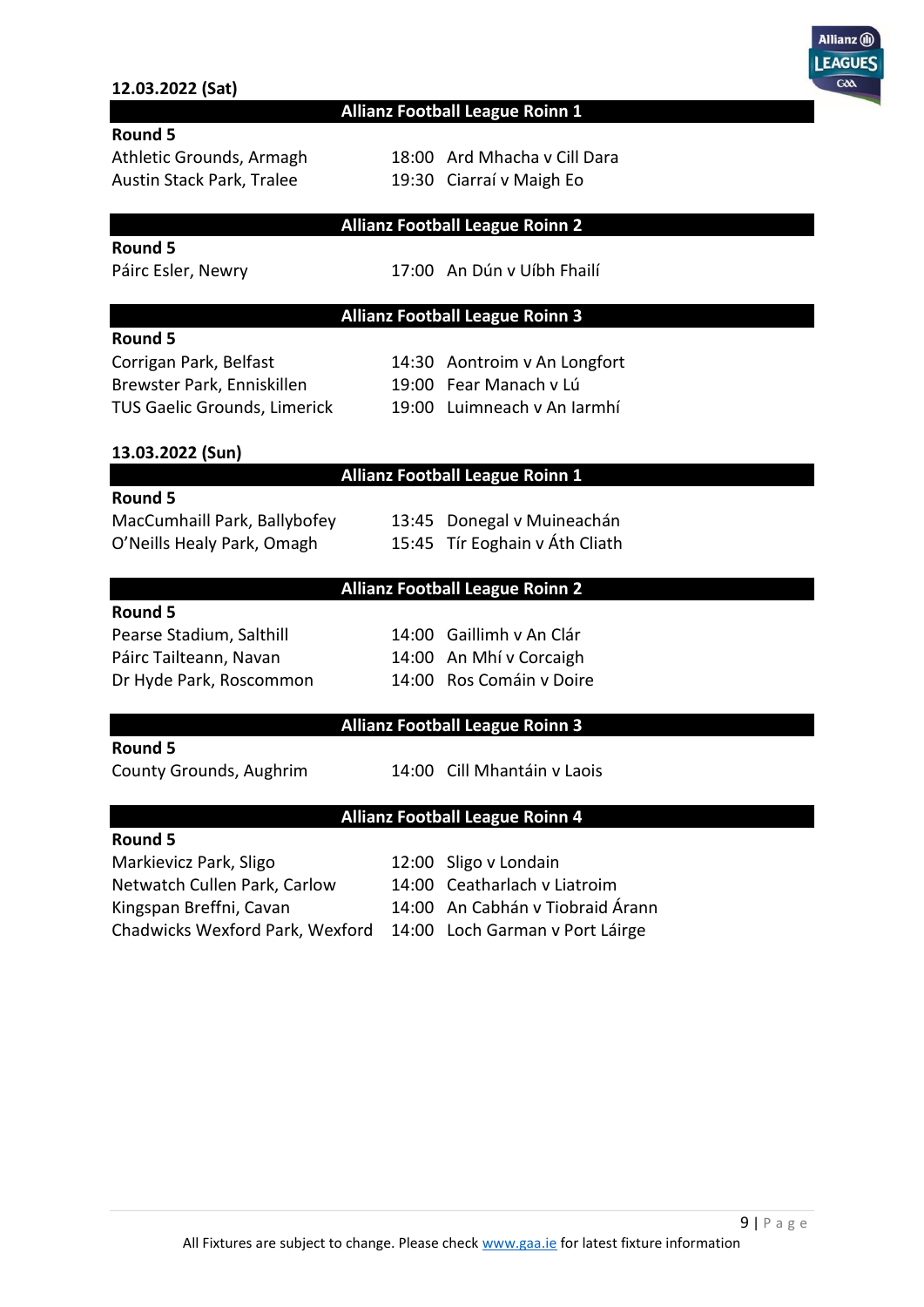**12.03.2022 (Sat)**

### Allianz Football League Roinn 1

**Round 5**

| Venue | Time | Fixture |
|---|---|---|
| Athletic Grounds, Armagh | 18:00 | Ard Mhacha v Cill Dara |
| Austin Stack Park, Tralee | 19:30 | Ciarraí v Maigh Eo |

### Allianz Football League Roinn 2

**Round 5**

| Venue | Time | Fixture |
|---|---|---|
| Páirc Esler, Newry | 17:00 | An Dún v Uíbh Fhailí |

### Allianz Football League Roinn 3

**Round 5**

| Venue | Time | Fixture |
|---|---|---|
| Corrigan Park, Belfast | 14:30 | Aontroim v An Longfort |
| Brewster Park, Enniskillen | 19:00 | Fear Manach v Lú |
| TUS Gaelic Grounds, Limerick | 19:00 | Luimneach v An Iarmhí |

**13.03.2022 (Sun)**

### Allianz Football League Roinn 1

**Round 5**

| Venue | Time | Fixture |
|---|---|---|
| MacCumhaill Park, Ballybofey | 13:45 | Donegal v Muineachán |
| O'Neills Healy Park, Omagh | 15:45 | Tír Eoghain v Áth Cliath |

### Allianz Football League Roinn 2

**Round 5**

| Venue | Time | Fixture |
|---|---|---|
| Pearse Stadium, Salthill | 14:00 | Gaillimh v An Clár |
| Páirc Tailteann, Navan | 14:00 | An Mhí v Corcaigh |
| Dr Hyde Park, Roscommon | 14:00 | Ros Comáin v Doire |

### Allianz Football League Roinn 3

**Round 5**

| Venue | Time | Fixture |
|---|---|---|
| County Grounds, Aughrim | 14:00 | Cill Mhantáin v Laois |

### Allianz Football League Roinn 4

**Round 5**

| Venue | Time | Fixture |
|---|---|---|
| Markievicz Park, Sligo | 12:00 | Sligo v Londain |
| Netwatch Cullen Park, Carlow | 14:00 | Ceatharlach v Liatroim |
| Kingspan Breffni, Cavan | 14:00 | An Cabhán v Tiobraid Árann |
| Chadwicks Wexford Park, Wexford | 14:00 | Loch Garman v Port Láirge |

All Fixtures are subject to change. Please check www.gaa.ie for latest fixture information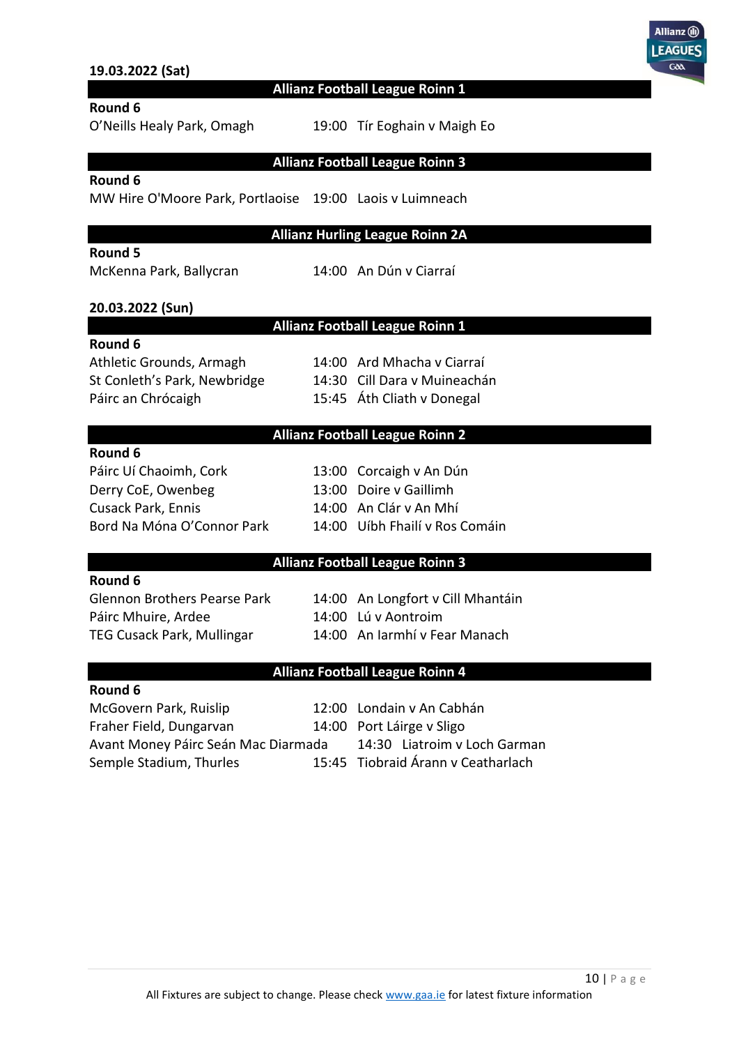**19.03.2022 (Sat)**

## Allianz Football League Roinn 1

**Round 6**

| Venue | Time | Fixture |
|---|---|---|
| O'Neills Healy Park, Omagh | 19:00 | Tír Eoghain v Maigh Eo |

## Allianz Football League Roinn 3

**Round 6**

| Venue | Time | Fixture |
|---|---|---|
| MW Hire O'Moore Park, Portlaoise | 19:00 | Laois v Luimneach |

## Allianz Hurling League Roinn 2A

**Round 5**

| Venue | Time | Fixture |
|---|---|---|
| McKenna Park, Ballycran | 14:00 | An Dún v Ciarraí |

**20.03.2022 (Sun)**

## Allianz Football League Roinn 1

**Round 6**

| Venue | Time | Fixture |
|---|---|---|
| Athletic Grounds, Armagh | 14:00 | Ard Mhacha v Ciarraí |
| St Conleth's Park, Newbridge | 14:30 | Cill Dara v Muineachán |
| Páirc an Chrócaigh | 15:45 | Áth Cliath v Donegal |

## Allianz Football League Roinn 2

**Round 6**

| Venue | Time | Fixture |
|---|---|---|
| Páirc Uí Chaoimh, Cork | 13:00 | Corcaigh v An Dún |
| Derry CoE, Owenbeg | 13:00 | Doire v Gaillimh |
| Cusack Park, Ennis | 14:00 | An Clár v An Mhí |
| Bord Na Móna O'Connor Park | 14:00 | Uíbh Fhailí v Ros Comáin |

## Allianz Football League Roinn 3

**Round 6**

| Venue | Time | Fixture |
|---|---|---|
| Glennon Brothers Pearse Park | 14:00 | An Longfort v Cill Mhantáin |
| Páirc Mhuire, Ardee | 14:00 | Lú v Aontroim |
| TEG Cusack Park, Mullingar | 14:00 | An Iarmhí v Fear Manach |

## Allianz Football League Roinn 4

**Round 6**

| Venue | Time | Fixture |
|---|---|---|
| McGovern Park, Ruislip | 12:00 | Londain v An Cabhán |
| Fraher Field, Dungarvan | 14:00 | Port Láirge v Sligo |
| Avant Money Páirc Seán Mac Diarmada | 14:30 | Liatroim v Loch Garman |
| Semple Stadium, Thurles | 15:45 | Tiobraid Árann v Ceatharlach |

All Fixtures are subject to change. Please check www.gaa.ie for latest fixture information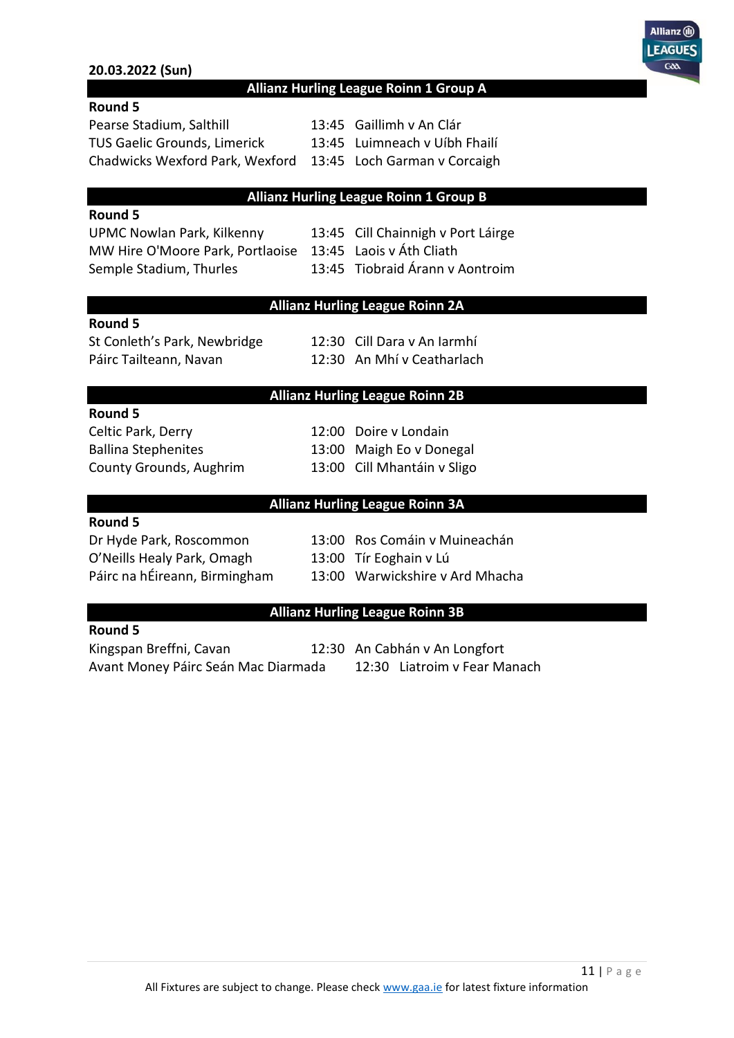**20.03.2022 (Sun)**

## Allianz Hurling League Roinn 1 Group A

**Round 5**

| Venue | Time | Fixture |
|---|---|---|
| Pearse Stadium, Salthill | 13:45 | Gaillimh v An Clár |
| TUS Gaelic Grounds, Limerick | 13:45 | Luimneach v Uíbh Fhailí |
| Chadwicks Wexford Park, Wexford | 13:45 | Loch Garman v Corcaigh |

## Allianz Hurling League Roinn 1 Group B

**Round 5**

| Venue | Time | Fixture |
|---|---|---|
| UPMC Nowlan Park, Kilkenny | 13:45 | Cill Chainnigh v Port Láirge |
| MW Hire O'Moore Park, Portlaoise | 13:45 | Laois v Áth Cliath |
| Semple Stadium, Thurles | 13:45 | Tiobraid Árann v Aontroim |

## Allianz Hurling League Roinn 2A

**Round 5**

| Venue | Time | Fixture |
|---|---|---|
| St Conleth's Park, Newbridge | 12:30 | Cill Dara v An Iarmhí |
| Páirc Tailteann, Navan | 12:30 | An Mhí v Ceatharlach |

## Allianz Hurling League Roinn 2B

**Round 5**

| Venue | Time | Fixture |
|---|---|---|
| Celtic Park, Derry | 12:00 | Doire v Londain |
| Ballina Stephenites | 13:00 | Maigh Eo v Donegal |
| County Grounds, Aughrim | 13:00 | Cill Mhantáin v Sligo |

## Allianz Hurling League Roinn 3A

**Round 5**

| Venue | Time | Fixture |
|---|---|---|
| Dr Hyde Park, Roscommon | 13:00 | Ros Comáin v Muineachán |
| O'Neills Healy Park, Omagh | 13:00 | Tír Eoghain v Lú |
| Páirc na hÉireann, Birmingham | 13:00 | Warwickshire v Ard Mhacha |

## Allianz Hurling League Roinn 3B

**Round 5**

| Venue | Time | Fixture |
|---|---|---|
| Kingspan Breffni, Cavan | 12:30 | An Cabhán v An Longfort |
| Avant Money Páirc Seán Mac Diarmada | 12:30 | Liatroim v Fear Manach |

All Fixtures are subject to change. Please check www.gaa.ie for latest fixture information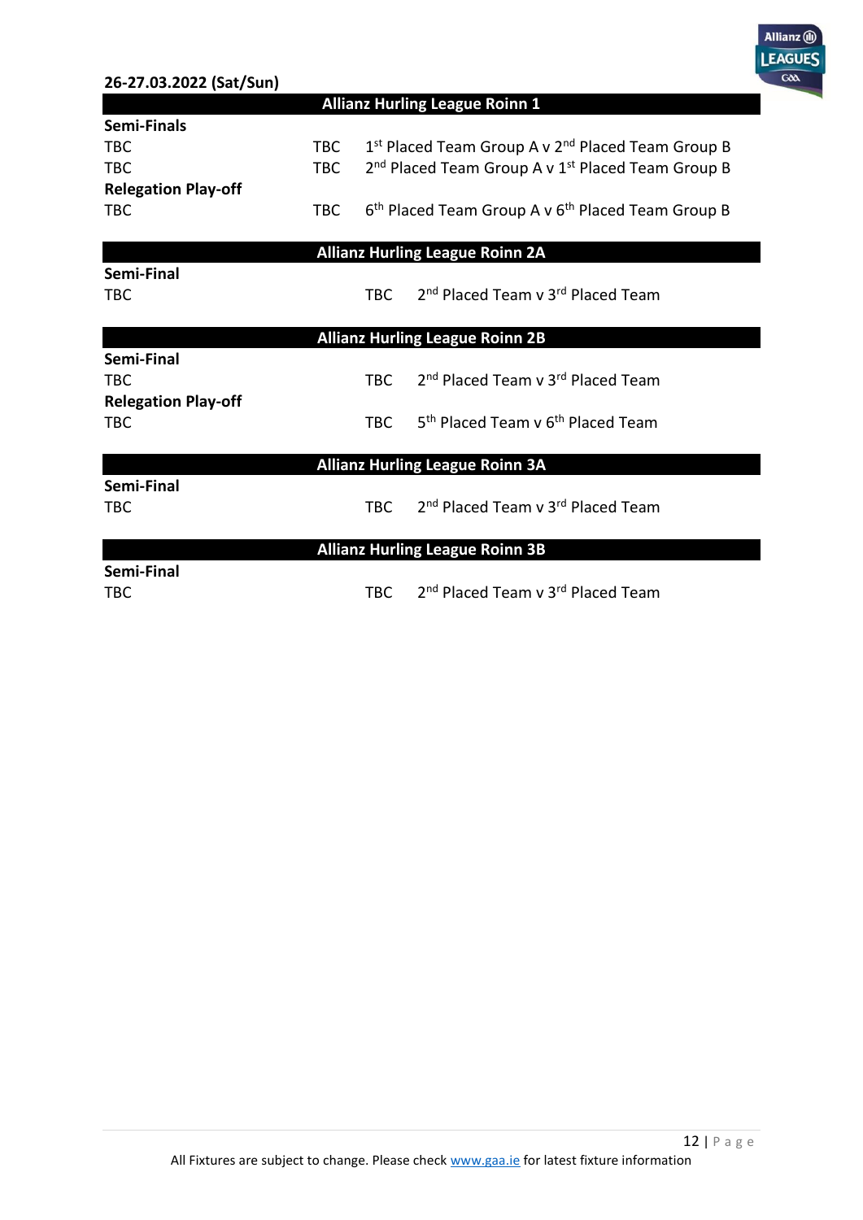**26-27.03.2022 (Sat/Sun)**

## Allianz Hurling League Roinn 1

**Semi-Finals**

| | | |
|---|---|---|
| TBC | TBC | 1st Placed Team Group A v 2nd Placed Team Group B |
| TBC | TBC | 2nd Placed Team Group A v 1st Placed Team Group B |

**Relegation Play-off**

| | | |
|---|---|---|
| TBC | TBC | 6th Placed Team Group A v 6th Placed Team Group B |

## Allianz Hurling League Roinn 2A

**Semi-Final**

| | | |
|---|---|---|
| TBC | TBC | 2nd Placed Team v 3rd Placed Team |

## Allianz Hurling League Roinn 2B

**Semi-Final**

| | | |
|---|---|---|
| TBC | TBC | 2nd Placed Team v 3rd Placed Team |

**Relegation Play-off**

| | | |
|---|---|---|
| TBC | TBC | 5th Placed Team v 6th Placed Team |

## Allianz Hurling League Roinn 3A

**Semi-Final**

| | | |
|---|---|---|
| TBC | TBC | 2nd Placed Team v 3rd Placed Team |

## Allianz Hurling League Roinn 3B

**Semi-Final**

| | | |
|---|---|---|
| TBC | TBC | 2nd Placed Team v 3rd Placed Team |

All Fixtures are subject to change. Please check www.gaa.ie for latest fixture information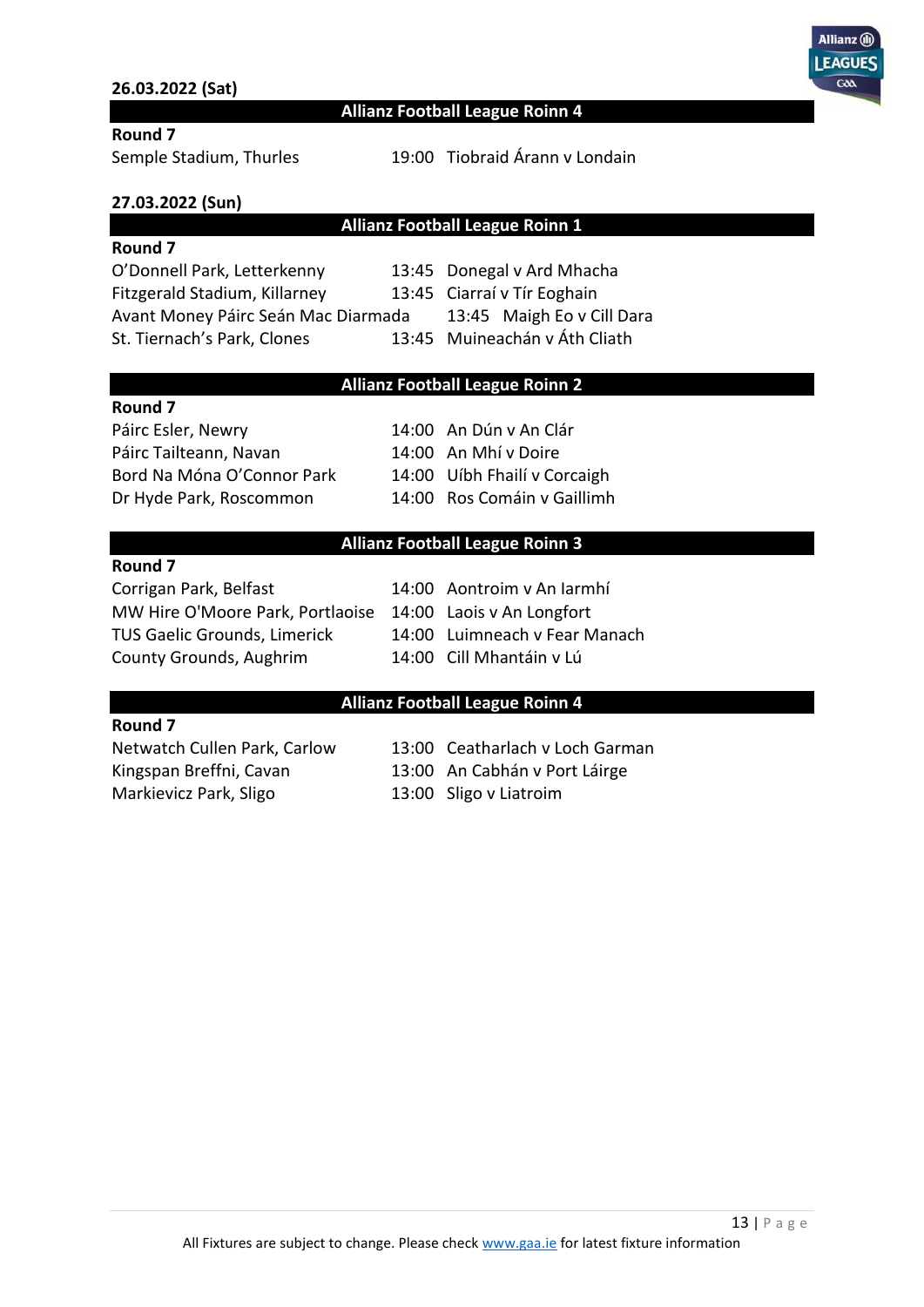**26.03.2022 (Sat)**

### Allianz Football League Roinn 4

**Round 7**

| Venue | Time | Fixture |
|---|---|---|
| Semple Stadium, Thurles | 19:00 | Tiobraid Árann v Londain |

**27.03.2022 (Sun)**

### Allianz Football League Roinn 1

**Round 7**

| Venue | Time | Fixture |
|---|---|---|
| O'Donnell Park, Letterkenny | 13:45 | Donegal v Ard Mhacha |
| Fitzgerald Stadium, Killarney | 13:45 | Ciarraí v Tír Eoghain |
| Avant Money Páirc Seán Mac Diarmada | 13:45 | Maigh Eo v Cill Dara |
| St. Tiernach's Park, Clones | 13:45 | Muineachán v Áth Cliath |

### Allianz Football League Roinn 2

**Round 7**

| Venue | Time | Fixture |
|---|---|---|
| Páirc Esler, Newry | 14:00 | An Dún v An Clár |
| Páirc Tailteann, Navan | 14:00 | An Mhí v Doire |
| Bord Na Móna O'Connor Park | 14:00 | Uíbh Fhailí v Corcaigh |
| Dr Hyde Park, Roscommon | 14:00 | Ros Comáin v Gaillimh |

### Allianz Football League Roinn 3

**Round 7**

| Venue | Time | Fixture |
|---|---|---|
| Corrigan Park, Belfast | 14:00 | Aontroim v An Iarmhí |
| MW Hire O'Moore Park, Portlaoise | 14:00 | Laois v An Longfort |
| TUS Gaelic Grounds, Limerick | 14:00 | Luimneach v Fear Manach |
| County Grounds, Aughrim | 14:00 | Cill Mhantáin v Lú |

### Allianz Football League Roinn 4

**Round 7**

| Venue | Time | Fixture |
|---|---|---|
| Netwatch Cullen Park, Carlow | 13:00 | Ceatharlach v Loch Garman |
| Kingspan Breffni, Cavan | 13:00 | An Cabhán v Port Láirge |
| Markievicz Park, Sligo | 13:00 | Sligo v Liatroim |

All Fixtures are subject to change. Please check www.gaa.ie for latest fixture information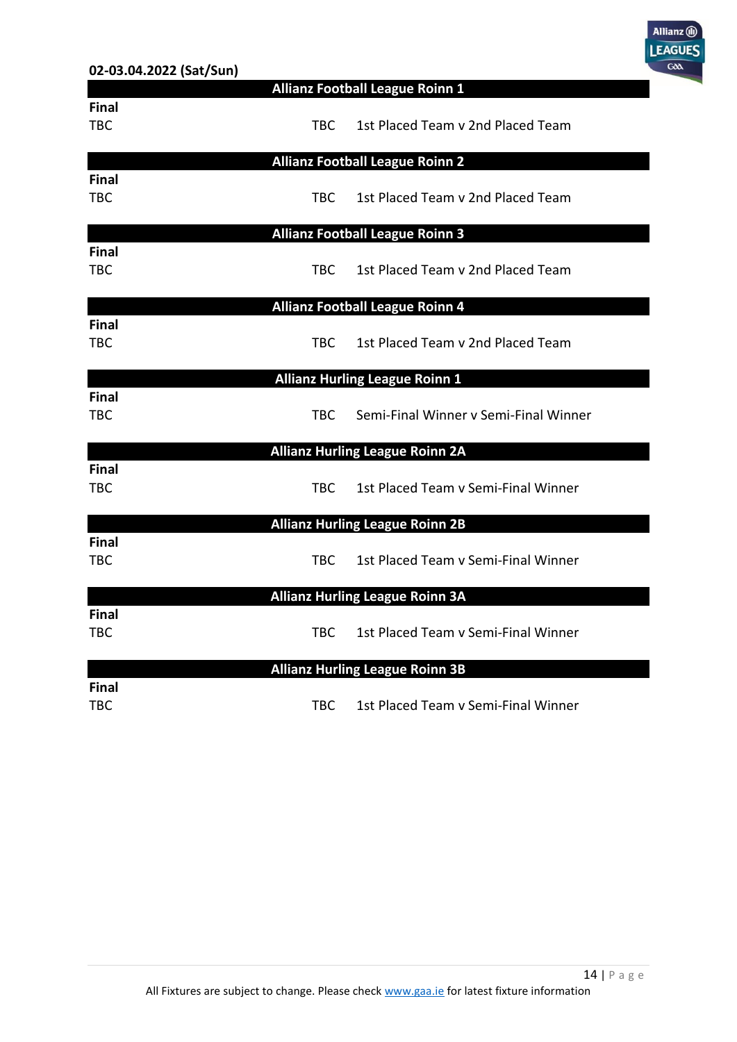**02-03.04.2022 (Sat/Sun)**

## Allianz Football League Roinn 1

**Final**

TBC TBC 1st Placed Team v 2nd Placed Team

## Allianz Football League Roinn 2

**Final**

TBC TBC 1st Placed Team v 2nd Placed Team

## Allianz Football League Roinn 3

**Final**

TBC TBC 1st Placed Team v 2nd Placed Team

## Allianz Football League Roinn 4

**Final**

TBC TBC 1st Placed Team v 2nd Placed Team

## Allianz Hurling League Roinn 1

**Final**

TBC TBC Semi-Final Winner v Semi-Final Winner

## Allianz Hurling League Roinn 2A

**Final**

TBC TBC 1st Placed Team v Semi-Final Winner

## Allianz Hurling League Roinn 2B

**Final**

TBC TBC 1st Placed Team v Semi-Final Winner

## Allianz Hurling League Roinn 3A

**Final**

TBC TBC 1st Placed Team v Semi-Final Winner

## Allianz Hurling League Roinn 3B

**Final**

TBC TBC 1st Placed Team v Semi-Final Winner